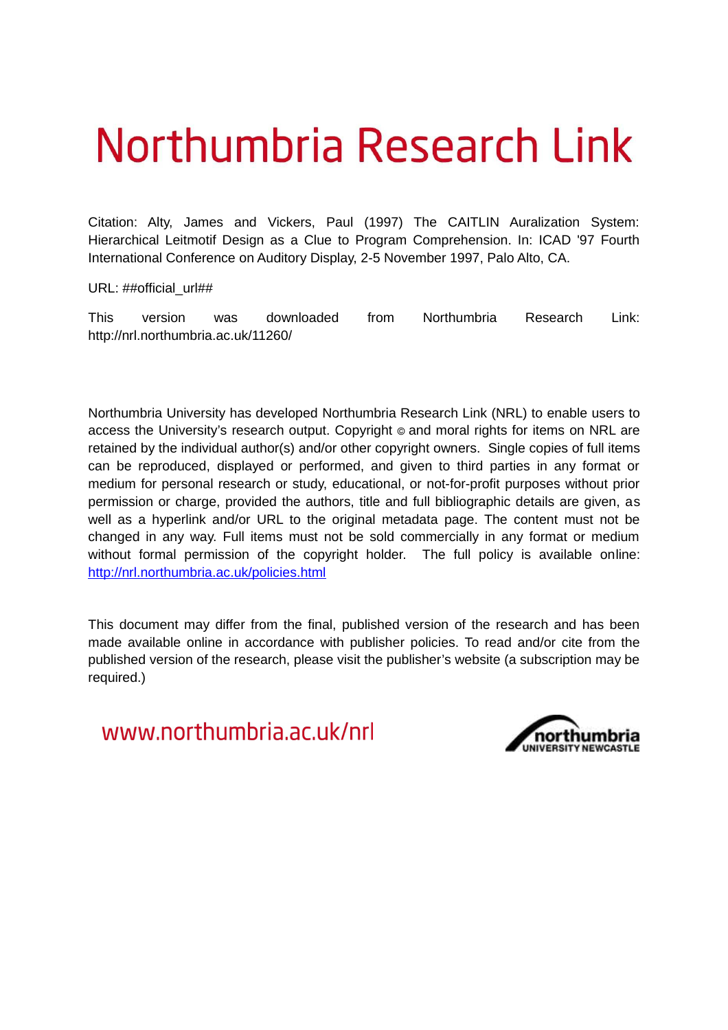# Northumbria Research Link

Citation: Alty, James and Vickers, Paul (1997) The CAITLIN Auralization System: Hierarchical Leitmotif Design as a Clue to Program Comprehension. In: ICAD '97 Fourth International Conference on Auditory Display, 2-5 November 1997, Palo Alto, CA.

URL: ##official_url##

This version was downloaded from Northumbria Research Link: http://nrl.northumbria.ac.uk/11260/

Northumbria University has developed Northumbria Research Link (NRL) to enable users to access the University's research output. Copyright © and moral rights for items on NRL are retained by the individual author(s) and/or other copyright owners. Single copies of full items can be reproduced, displayed or performed, and given to third parties in any format or medium for personal research or study, educational, or not-for-profit purposes without prior permission or charge, provided the authors, title and full bibliographic details are given, as well as a hyperlink and/or URL to the original metadata page. The content must not be changed in any way. Full items must not be sold commercially in any format or medium without formal permission of the copyright holder. The full policy is available online: http://nrl.northumbria.ac.uk/policies.html

This document may differ from the final, published version of the research and has been made available online in accordance with publisher policies. To read and/or cite from the published version of the research, please visit the publisher's website (a subscription may be required.)

www.northumbria.ac.uk/nrl

northumbria UNIVERSITY NEWCASTLE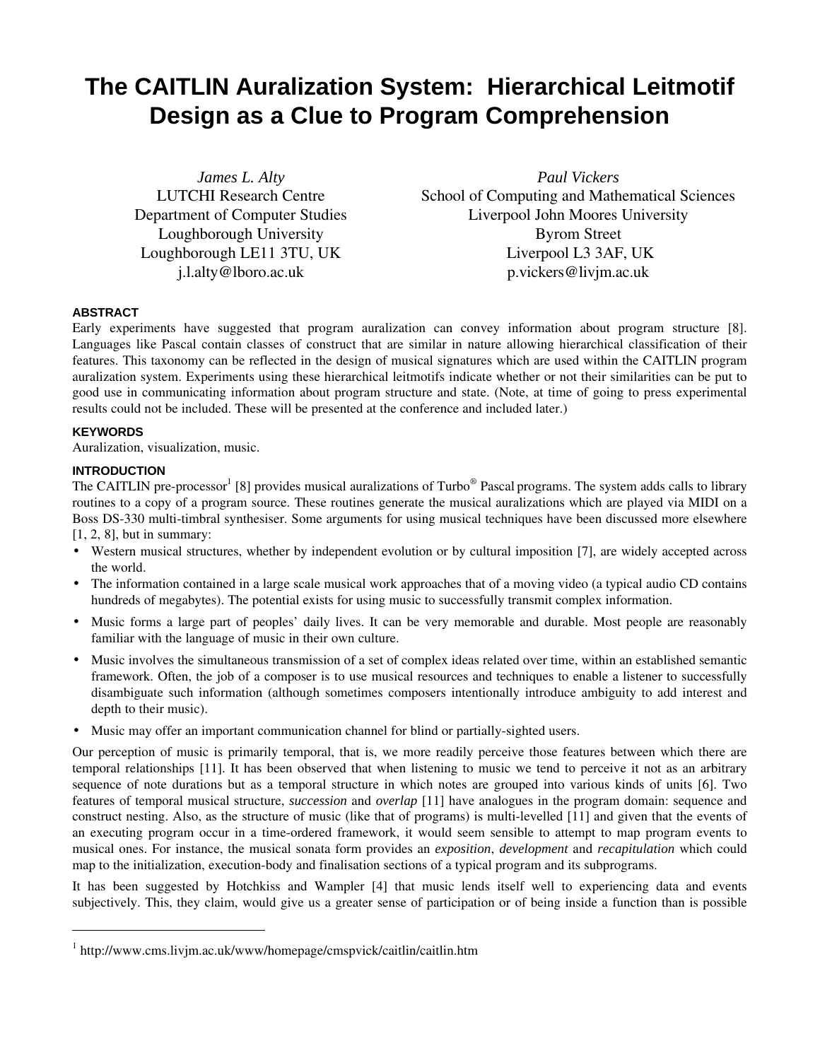# The CAITLIN Auralization System: Hierarchical Leitmotif Design as a Clue to Program Comprehension

*James L. Alty*
LUTCHI Research Centre
Department of Computer Studies
Loughborough University
Loughborough LE11 3TU, UK
j.l.alty@lboro.ac.uk

*Paul Vickers*
School of Computing and Mathematical Sciences
Liverpool John Moores University
Byrom Street
Liverpool L3 3AF, UK
p.vickers@livjm.ac.uk

## ABSTRACT

Early experiments have suggested that program auralization can convey information about program structure [8]. Languages like Pascal contain classes of construct that are similar in nature allowing hierarchical classification of their features. This taxonomy can be reflected in the design of musical signatures which are used within the CAITLIN program auralization system. Experiments using these hierarchical leitmotifs indicate whether or not their similarities can be put to good use in communicating information about program structure and state. (Note, at time of going to press experimental results could not be included. These will be presented at the conference and included later.)

## KEYWORDS

Auralization, visualization, music.

## INTRODUCTION

The CAITLIN pre-processor[1] [8] provides musical auralizations of Turbo® Pascal programs. The system adds calls to library routines to a copy of a program source. These routines generate the musical auralizations which are played via MIDI on a Boss DS-330 multi-timbral synthesiser. Some arguments for using musical techniques have been discussed more elsewhere [1, 2, 8], but in summary:

- Western musical structures, whether by independent evolution or by cultural imposition [7], are widely accepted across the world.
- The information contained in a large scale musical work approaches that of a moving video (a typical audio CD contains hundreds of megabytes). The potential exists for using music to successfully transmit complex information.
- Music forms a large part of peoples' daily lives. It can be very memorable and durable. Most people are reasonably familiar with the language of music in their own culture.
- Music involves the simultaneous transmission of a set of complex ideas related over time, within an established semantic framework. Often, the job of a composer is to use musical resources and techniques to enable a listener to successfully disambiguate such information (although sometimes composers intentionally introduce ambiguity to add interest and depth to their music).
- Music may offer an important communication channel for blind or partially-sighted users.

Our perception of music is primarily temporal, that is, we more readily perceive those features between which there are temporal relationships [11]. It has been observed that when listening to music we tend to perceive it not as an arbitrary sequence of note durations but as a temporal structure in which notes are grouped into various kinds of units [6]. Two features of temporal musical structure, *succession* and *overlap* [11] have analogues in the program domain: sequence and construct nesting. Also, as the structure of music (like that of programs) is multi-levelled [11] and given that the events of an executing program occur in a time-ordered framework, it would seem sensible to attempt to map program events to musical ones. For instance, the musical sonata form provides an *exposition*, *development* and *recapitulation* which could map to the initialization, execution-body and finalisation sections of a typical program and its subprograms.

It has been suggested by Hotchkiss and Wampler [4] that music lends itself well to experiencing data and events subjectively. This, they claim, would give us a greater sense of participation or of being inside a function than is possible

---

[1] http://www.cms.livjm.ac.uk/www/homepage/cmspvick/caitlin/caitlin.htm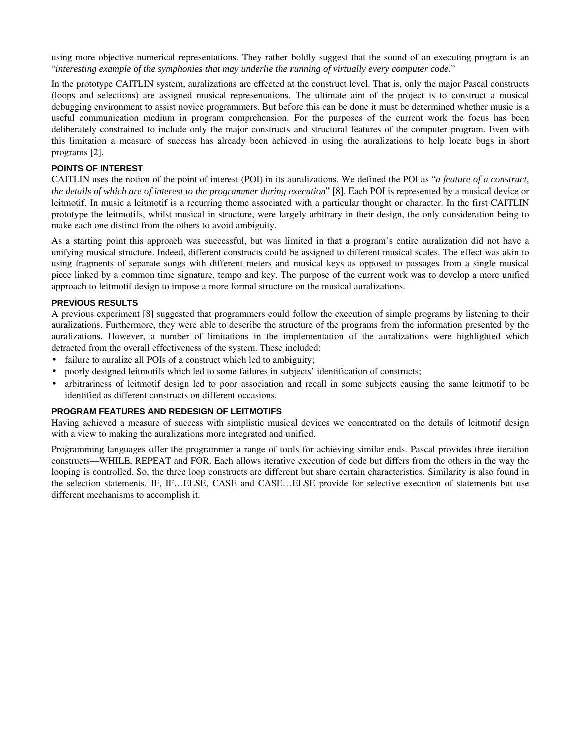using more objective numerical representations. They rather boldly suggest that the sound of an executing program is an "*interesting example of the symphonies that may underlie the running of virtually every computer code.*"

In the prototype CAITLIN system, auralizations are effected at the construct level. That is, only the major Pascal constructs (loops and selections) are assigned musical representations. The ultimate aim of the project is to construct a musical debugging environment to assist novice programmers. But before this can be done it must be determined whether music is a useful communication medium in program comprehension. For the purposes of the current work the focus has been deliberately constrained to include only the major constructs and structural features of the computer program. Even with this limitation a measure of success has already been achieved in using the auralizations to help locate bugs in short programs [2].

### POINTS OF INTEREST

CAITLIN uses the notion of the point of interest (POI) in its auralizations. We defined the POI as "*a feature of a construct, the details of which are of interest to the programmer during execution*" [8]. Each POI is represented by a musical device or leitmotif. In music a leitmotif is a recurring theme associated with a particular thought or character. In the first CAITLIN prototype the leitmotifs, whilst musical in structure, were largely arbitrary in their design, the only consideration being to make each one distinct from the others to avoid ambiguity.

As a starting point this approach was successful, but was limited in that a program's entire auralization did not have a unifying musical structure. Indeed, different constructs could be assigned to different musical scales. The effect was akin to using fragments of separate songs with different meters and musical keys as opposed to passages from a single musical piece linked by a common time signature, tempo and key. The purpose of the current work was to develop a more unified approach to leitmotif design to impose a more formal structure on the musical auralizations.

### PREVIOUS RESULTS

A previous experiment [8] suggested that programmers could follow the execution of simple programs by listening to their auralizations. Furthermore, they were able to describe the structure of the programs from the information presented by the auralizations. However, a number of limitations in the implementation of the auralizations were highlighted which detracted from the overall effectiveness of the system. These included:

- failure to auralize all POIs of a construct which led to ambiguity;
- poorly designed leitmotifs which led to some failures in subjects' identification of constructs;
- arbitrariness of leitmotif design led to poor association and recall in some subjects causing the same leitmotif to be identified as different constructs on different occasions.

### PROGRAM FEATURES AND REDESIGN OF LEITMOTIFS

Having achieved a measure of success with simplistic musical devices we concentrated on the details of leitmotif design with a view to making the auralizations more integrated and unified.

Programming languages offer the programmer a range of tools for achieving similar ends. Pascal provides three iteration constructs—WHILE, REPEAT and FOR. Each allows iterative execution of code but differs from the others in the way the looping is controlled. So, the three loop constructs are different but share certain characteristics. Similarity is also found in the selection statements. IF, IF…ELSE, CASE and CASE…ELSE provide for selective execution of statements but use different mechanisms to accomplish it.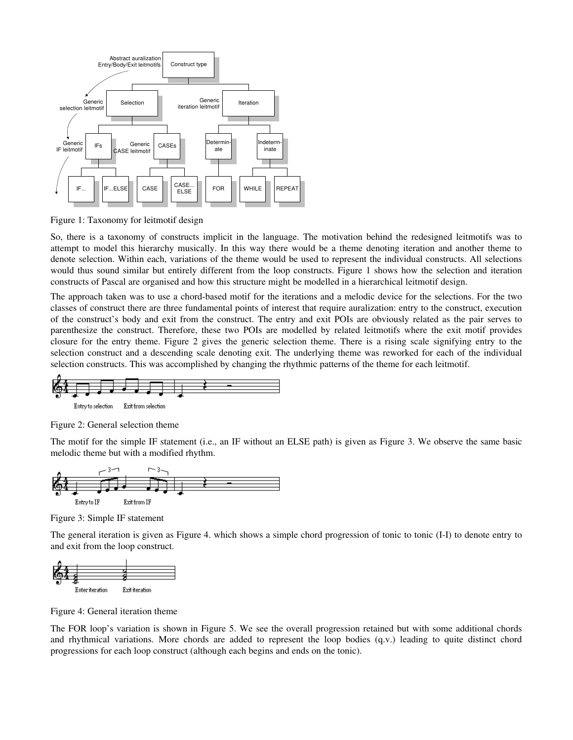Figure 1: Taxonomy for leitmotif design

So, there is a taxonomy of constructs implicit in the language. The motivation behind the redesigned leitmotifs was to attempt to model this hierarchy musically. In this way there would be a theme denoting iteration and another theme to denote selection. Within each, variations of the theme would be used to represent the individual constructs. All selections would thus sound similar but entirely different from the loop constructs. Figure 1 shows how the selection and iteration constructs of Pascal are organised and how this structure might be modelled in a hierarchical leitmotif design.

The approach taken was to use a chord-based motif for the iterations and a melodic device for the selections. For the two classes of construct there are three fundamental points of interest that require auralization: entry to the construct, execution of the construct's body and exit from the construct. The entry and exit POIs are obviously related as the pair serves to parenthesize the construct. Therefore, these two POIs are modelled by related leitmotifs where the exit motif provides closure for the entry theme. Figure 2 gives the generic selection theme. There is a rising scale signifying entry to the selection construct and a descending scale denoting exit. The underlying theme was reworked for each of the individual selection constructs. This was accomplished by changing the rhythmic patterns of the theme for each leitmotif.

Figure 2: General selection theme

The motif for the simple IF statement (i.e., an IF without an ELSE path) is given as Figure 3. We observe the same basic melodic theme but with a modified rhythm.

Figure 3: Simple IF statement

The general iteration is given as Figure 4. which shows a simple chord progression of tonic to tonic (I-I) to denote entry to and exit from the loop construct.

Figure 4: General iteration theme

The FOR loop's variation is shown in Figure 5. We see the overall progression retained but with some additional chords and rhythmical variations. More chords are added to represent the loop bodies (q.v.) leading to quite distinct chord progressions for each loop construct (although each begins and ends on the tonic).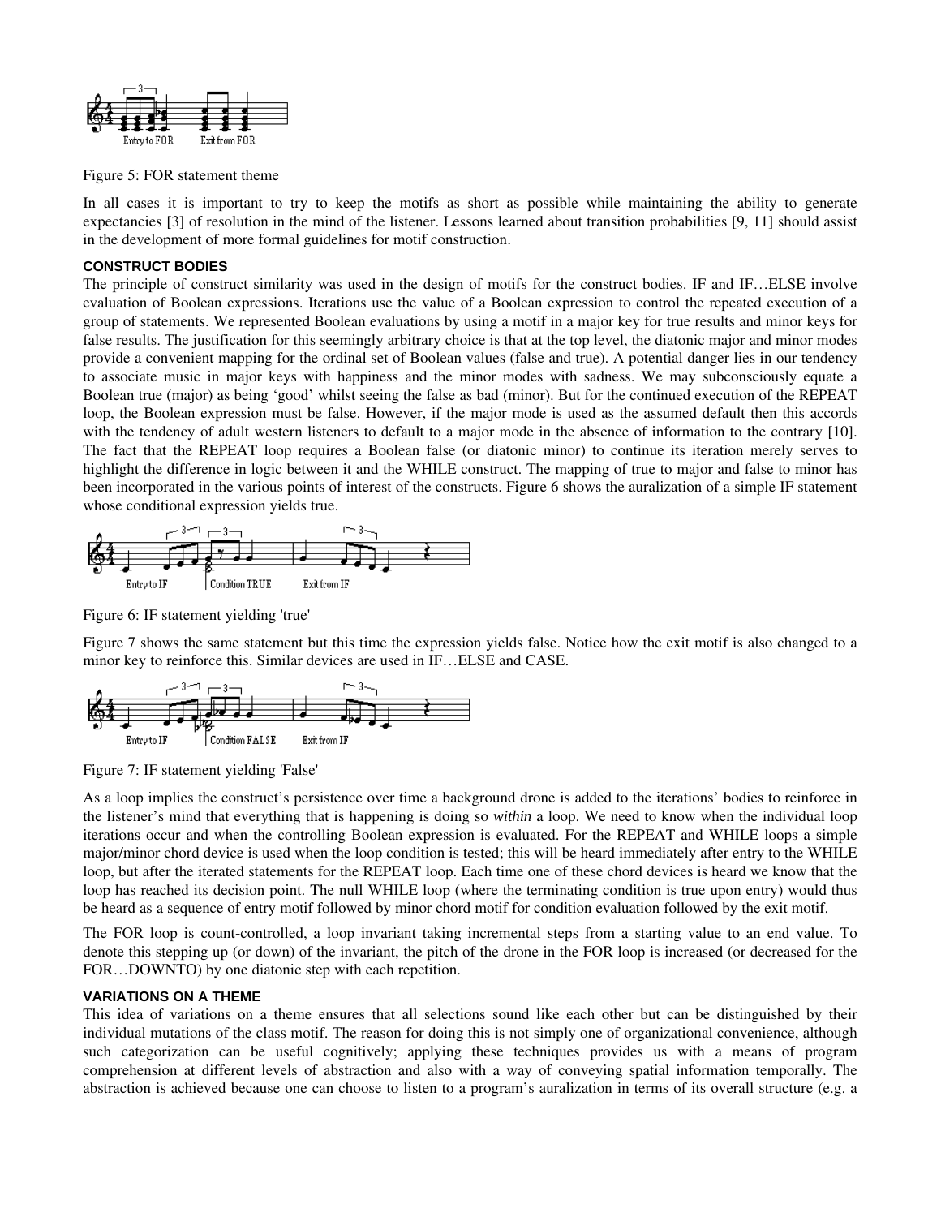Figure 5: FOR statement theme

In all cases it is important to try to keep the motifs as short as possible while maintaining the ability to generate expectancies [3] of resolution in the mind of the listener. Lessons learned about transition probabilities [9, 11] should assist in the development of more formal guidelines for motif construction.

### CONSTRUCT BODIES

The principle of construct similarity was used in the design of motifs for the construct bodies. IF and IF…ELSE involve evaluation of Boolean expressions. Iterations use the value of a Boolean expression to control the repeated execution of a group of statements. We represented Boolean evaluations by using a motif in a major key for true results and minor keys for false results. The justification for this seemingly arbitrary choice is that at the top level, the diatonic major and minor modes provide a convenient mapping for the ordinal set of Boolean values (false and true). A potential danger lies in our tendency to associate music in major keys with happiness and the minor modes with sadness. We may subconsciously equate a Boolean true (major) as being 'good' whilst seeing the false as bad (minor). But for the continued execution of the REPEAT loop, the Boolean expression must be false. However, if the major mode is used as the assumed default then this accords with the tendency of adult western listeners to default to a major mode in the absence of information to the contrary [10]. The fact that the REPEAT loop requires a Boolean false (or diatonic minor) to continue its iteration merely serves to highlight the difference in logic between it and the WHILE construct. The mapping of true to major and false to minor has been incorporated in the various points of interest of the constructs. Figure 6 shows the auralization of a simple IF statement whose conditional expression yields true.

Figure 6: IF statement yielding 'true'

Figure 7 shows the same statement but this time the expression yields false. Notice how the exit motif is also changed to a minor key to reinforce this. Similar devices are used in IF…ELSE and CASE.

Figure 7: IF statement yielding 'False'

As a loop implies the construct's persistence over time a background drone is added to the iterations' bodies to reinforce in the listener's mind that everything that is happening is doing so *within* a loop. We need to know when the individual loop iterations occur and when the controlling Boolean expression is evaluated. For the REPEAT and WHILE loops a simple major/minor chord device is used when the loop condition is tested; this will be heard immediately after entry to the WHILE loop, but after the iterated statements for the REPEAT loop. Each time one of these chord devices is heard we know that the loop has reached its decision point. The null WHILE loop (where the terminating condition is true upon entry) would thus be heard as a sequence of entry motif followed by minor chord motif for condition evaluation followed by the exit motif.

The FOR loop is count-controlled, a loop invariant taking incremental steps from a starting value to an end value. To denote this stepping up (or down) of the invariant, the pitch of the drone in the FOR loop is increased (or decreased for the FOR…DOWNTO) by one diatonic step with each repetition.

### VARIATIONS ON A THEME

This idea of variations on a theme ensures that all selections sound like each other but can be distinguished by their individual mutations of the class motif. The reason for doing this is not simply one of organizational convenience, although such categorization can be useful cognitively; applying these techniques provides us with a means of program comprehension at different levels of abstraction and also with a way of conveying spatial information temporally. The abstraction is achieved because one can choose to listen to a program's auralization in terms of its overall structure (e.g. a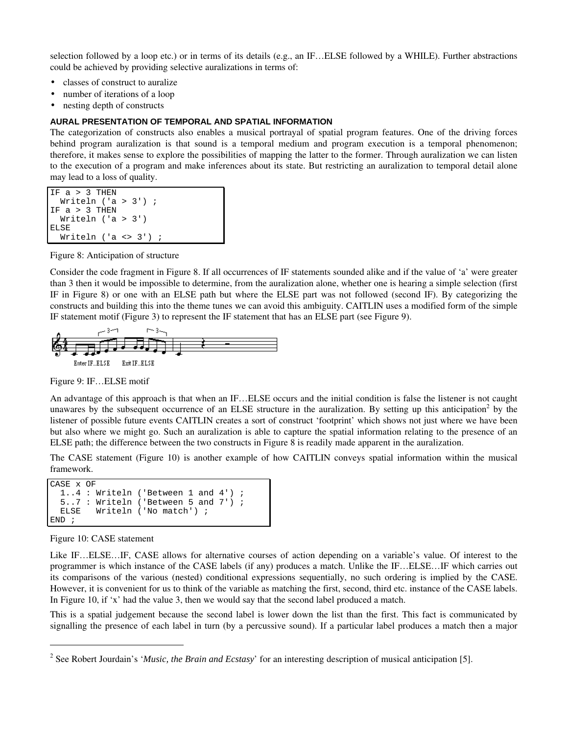selection followed by a loop etc.) or in terms of its details (e.g., an IF…ELSE followed by a WHILE). Further abstractions could be achieved by providing selective auralizations in terms of:

- classes of construct to auralize
- number of iterations of a loop
- nesting depth of constructs

### AURAL PRESENTATION OF TEMPORAL AND SPATIAL INFORMATION

The categorization of constructs also enables a musical portrayal of spatial program features. One of the driving forces behind program auralization is that sound is a temporal medium and program execution is a temporal phenomenon; therefore, it makes sense to explore the possibilities of mapping the latter to the former. Through auralization we can listen to the execution of a program and make inferences about its state. But restricting an auralization to temporal detail alone may lead to a loss of quality.

```
IF a > 3 THEN
  Writeln ('a > 3') ;
IF a > 3 THEN
  Writeln ('a > 3')
ELSE
  Writeln ('a <> 3') ;
```

Figure 8: Anticipation of structure

Consider the code fragment in Figure 8. If all occurrences of IF statements sounded alike and if the value of 'a' were greater than 3 then it would be impossible to determine, from the auralization alone, whether one is hearing a simple selection (first IF in Figure 8) or one with an ELSE path but where the ELSE part was not followed (second IF). By categorizing the constructs and building this into the theme tunes we can avoid this ambiguity. CAITLIN uses a modified form of the simple IF statement motif (Figure 3) to represent the IF statement that has an ELSE part (see Figure 9).

Enter IF...ELSE Exit IF...ELSE

Figure 9: IF…ELSE motif

An advantage of this approach is that when an IF…ELSE occurs and the initial condition is false the listener is not caught unawares by the subsequent occurrence of an ELSE structure in the auralization. By setting up this anticipation[2] by the listener of possible future events CAITLIN creates a sort of construct 'footprint' which shows not just where we have been but also where we might go. Such an auralization is able to capture the spatial information relating to the presence of an ELSE path; the difference between the two constructs in Figure 8 is readily made apparent in the auralization.

The CASE statement (Figure 10) is another example of how CAITLIN conveys spatial information within the musical framework.

```
CASE x OF
  1..4 : Writeln ('Between 1 and 4') ;
  5..7 : Writeln ('Between 5 and 7') ;
  ELSE   Writeln ('No match') ;
END ;
```

Figure 10: CASE statement

Like IF…ELSE…IF, CASE allows for alternative courses of action depending on a variable's value. Of interest to the programmer is which instance of the CASE labels (if any) produces a match. Unlike the IF…ELSE…IF which carries out its comparisons of the various (nested) conditional expressions sequentially, no such ordering is implied by the CASE. However, it is convenient for us to think of the variable as matching the first, second, third etc. instance of the CASE labels. In Figure 10, if 'x' had the value 3, then we would say that the second label produced a match.

This is a spatial judgement because the second label is lower down the list than the first. This fact is communicated by signalling the presence of each label in turn (by a percussive sound). If a particular label produces a match then a major

[2] See Robert Jourdain's '*Music, the Brain and Ecstasy*' for an interesting description of musical anticipation [5].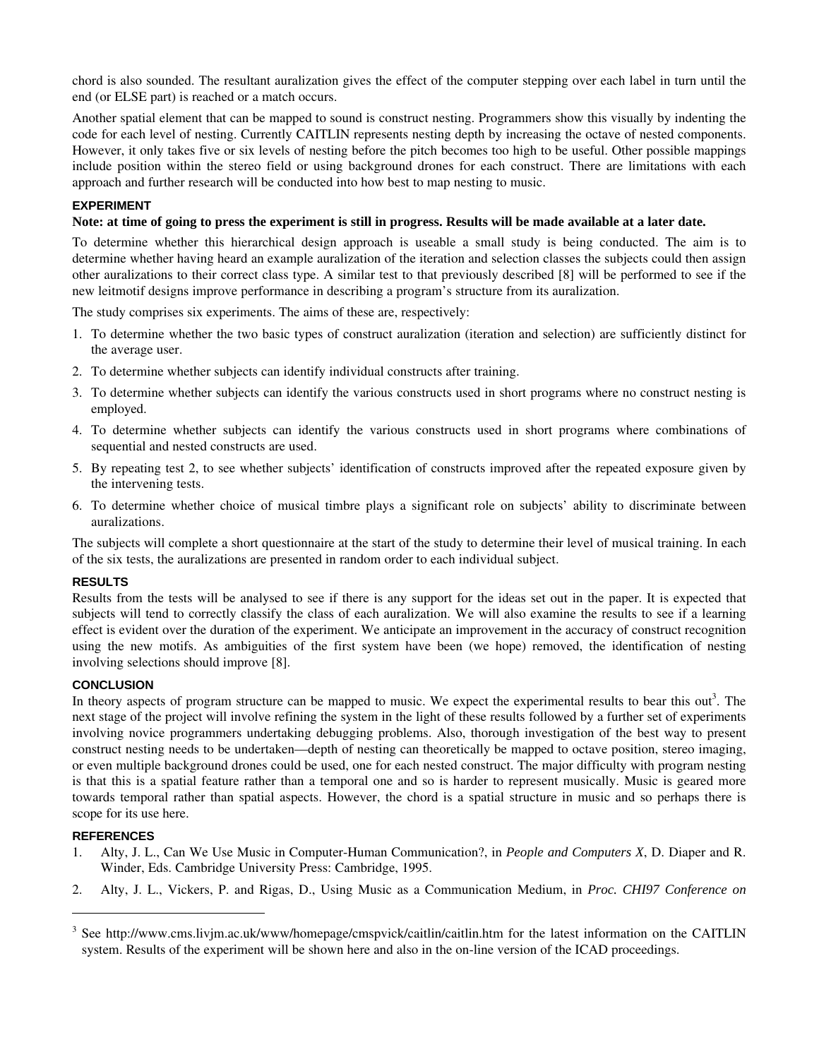chord is also sounded. The resultant auralization gives the effect of the computer stepping over each label in turn until the end (or ELSE part) is reached or a match occurs.

Another spatial element that can be mapped to sound is construct nesting. Programmers show this visually by indenting the code for each level of nesting. Currently CAITLIN represents nesting depth by increasing the octave of nested components. However, it only takes five or six levels of nesting before the pitch becomes too high to be useful. Other possible mappings include position within the stereo field or using background drones for each construct. There are limitations with each approach and further research will be conducted into how best to map nesting to music.

## EXPERIMENT

**Note: at time of going to press the experiment is still in progress. Results will be made available at a later date.**

To determine whether this hierarchical design approach is useable a small study is being conducted. The aim is to determine whether having heard an example auralization of the iteration and selection classes the subjects could then assign other auralizations to their correct class type. A similar test to that previously described [8] will be performed to see if the new leitmotif designs improve performance in describing a program's structure from its auralization.

The study comprises six experiments. The aims of these are, respectively:

1. To determine whether the two basic types of construct auralization (iteration and selection) are sufficiently distinct for the average user.
2. To determine whether subjects can identify individual constructs after training.
3. To determine whether subjects can identify the various constructs used in short programs where no construct nesting is employed.
4. To determine whether subjects can identify the various constructs used in short programs where combinations of sequential and nested constructs are used.
5. By repeating test 2, to see whether subjects' identification of constructs improved after the repeated exposure given by the intervening tests.
6. To determine whether choice of musical timbre plays a significant role on subjects' ability to discriminate between auralizations.

The subjects will complete a short questionnaire at the start of the study to determine their level of musical training. In each of the six tests, the auralizations are presented in random order to each individual subject.

## RESULTS

Results from the tests will be analysed to see if there is any support for the ideas set out in the paper. It is expected that subjects will tend to correctly classify the class of each auralization. We will also examine the results to see if a learning effect is evident over the duration of the experiment. We anticipate an improvement in the accuracy of construct recognition using the new motifs. As ambiguities of the first system have been (we hope) removed, the identification of nesting involving selections should improve [8].

## CONCLUSION

In theory aspects of program structure can be mapped to music. We expect the experimental results to bear this out[3]. The next stage of the project will involve refining the system in the light of these results followed by a further set of experiments involving novice programmers undertaking debugging problems. Also, thorough investigation of the best way to present construct nesting needs to be undertaken—depth of nesting can theoretically be mapped to octave position, stereo imaging, or even multiple background drones could be used, one for each nested construct. The major difficulty with program nesting is that this is a spatial feature rather than a temporal one and so is harder to represent musically. Music is geared more towards temporal rather than spatial aspects. However, the chord is a spatial structure in music and so perhaps there is scope for its use here.

## REFERENCES

1. Alty, J. L., Can We Use Music in Computer-Human Communication?, in *People and Computers X*, D. Diaper and R. Winder, Eds. Cambridge University Press: Cambridge, 1995.
2. Alty, J. L., Vickers, P. and Rigas, D., Using Music as a Communication Medium, in *Proc. CHI97 Conference on*

---

[3] See http://www.cms.livjm.ac.uk/www/homepage/cmspvick/caitlin/caitlin.htm for the latest information on the CAITLIN system. Results of the experiment will be shown here and also in the on-line version of the ICAD proceedings.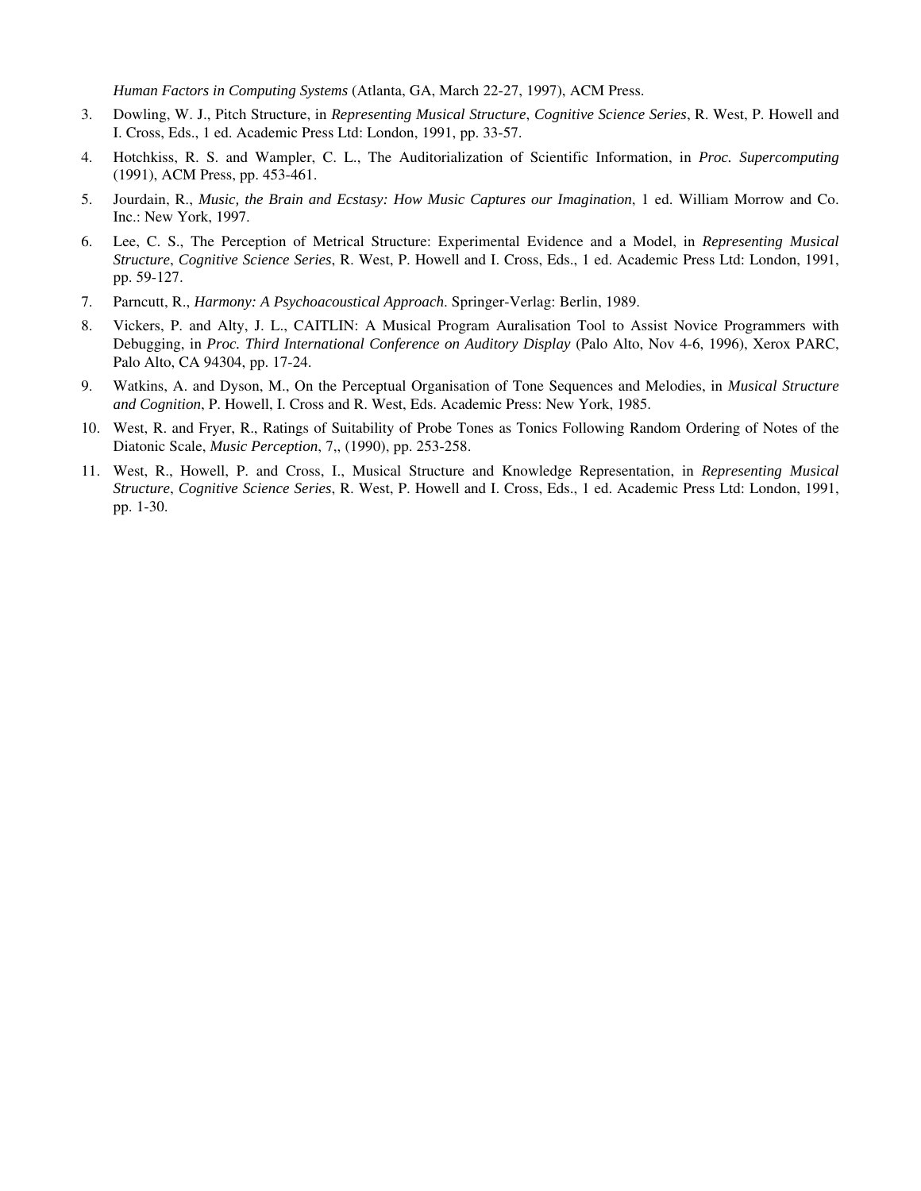*Human Factors in Computing Systems* (Atlanta, GA, March 22-27, 1997), ACM Press.

3. Dowling, W. J., Pitch Structure, in *Representing Musical Structure*, *Cognitive Science Series*, R. West, P. Howell and I. Cross, Eds., 1 ed. Academic Press Ltd: London, 1991, pp. 33-57.

4. Hotchkiss, R. S. and Wampler, C. L., The Auditorialization of Scientific Information, in *Proc. Supercomputing* (1991), ACM Press, pp. 453-461.

5. Jourdain, R., *Music, the Brain and Ecstasy: How Music Captures our Imagination*, 1 ed. William Morrow and Co. Inc.: New York, 1997.

6. Lee, C. S., The Perception of Metrical Structure: Experimental Evidence and a Model, in *Representing Musical Structure*, *Cognitive Science Series*, R. West, P. Howell and I. Cross, Eds., 1 ed. Academic Press Ltd: London, 1991, pp. 59-127.

7. Parncutt, R., *Harmony: A Psychoacoustical Approach*. Springer-Verlag: Berlin, 1989.

8. Vickers, P. and Alty, J. L., CAITLIN: A Musical Program Auralisation Tool to Assist Novice Programmers with Debugging, in *Proc. Third International Conference on Auditory Display* (Palo Alto, Nov 4-6, 1996), Xerox PARC, Palo Alto, CA 94304, pp. 17-24.

9. Watkins, A. and Dyson, M., On the Perceptual Organisation of Tone Sequences and Melodies, in *Musical Structure and Cognition*, P. Howell, I. Cross and R. West, Eds. Academic Press: New York, 1985.

10. West, R. and Fryer, R., Ratings of Suitability of Probe Tones as Tonics Following Random Ordering of Notes of the Diatonic Scale, *Music Perception*, 7,, (1990), pp. 253-258.

11. West, R., Howell, P. and Cross, I., Musical Structure and Knowledge Representation, in *Representing Musical Structure*, *Cognitive Science Series*, R. West, P. Howell and I. Cross, Eds., 1 ed. Academic Press Ltd: London, 1991, pp. 1-30.